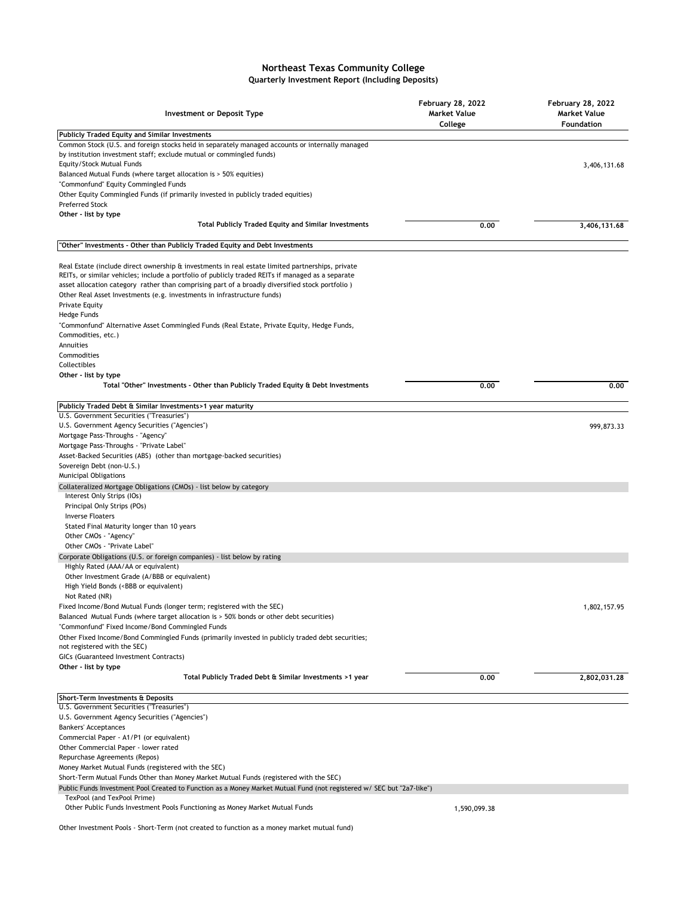# Northeast Texas Community College

## Quarterly Investment Report (Including Deposits)

| Investment or Deposit Type | February 28, 2022 Market Value College | February 28, 2022 Market Value Foundation |
|---|---|---|
| **Publicly Traded Equity and Similar Investments** | | |
| Common Stock (U.S. and foreign stocks held in separately managed accounts or internally managed by institution investment staff; exclude mutual or commingled funds) | | |
| Equity/Stock Mutual Funds | | 3,406,131.68 |
| Balanced Mutual Funds (where target allocation is > 50% equities) | | |
| "Commonfund" Equity Commingled Funds | | |
| Other Equity Commingled Funds (if primarily invested in publicly traded equities) | | |
| Preferred Stock | | |
| **Other - list by type** | | |
| **Total Publicly Traded Equity and Similar Investments** | **0.00** | **3,406,131.68** |
| **"Other" Investments - Other than Publicly Traded Equity and Debt Investments** | | |
| Real Estate (include direct ownership & investments in real estate limited partnerships, private REITs, or similar vehicles; include a portfolio of publicly traded REITs if managed as a separate asset allocation category rather than comprising part of a broadly diversified stock portfolio ) | | |
| Other Real Asset Investments (e.g. investments in infrastructure funds) | | |
| Private Equity | | |
| Hedge Funds | | |
| "Commonfund" Alternative Asset Commingled Funds (Real Estate, Private Equity, Hedge Funds, Commodities, etc.) | | |
| Annuities | | |
| Commodities | | |
| Collectibles | | |
| **Other - list by type** | | |
| **Total "Other" Investments - Other than Publicly Traded Equity & Debt Investments** | **0.00** | **0.00** |
| **Publicly Traded Debt & Similar Investments>1 year maturity** | | |
| U.S. Government Securities ("Treasuries") | | |
| U.S. Government Agency Securities ("Agencies") | | 999,873.33 |
| Mortgage Pass-Throughs - "Agency" | | |
| Mortgage Pass-Throughs - "Private Label" | | |
| Asset-Backed Securities (ABS) (other than mortgage-backed securities) | | |
| Sovereign Debt (non-U.S.) | | |
| Municipal Obligations | | |
| Collateralized Mortgage Obligations (CMOs) - list below by category | | |
| Interest Only Strips (IOs) | | |
| Principal Only Strips (POs) | | |
| Inverse Floaters | | |
| Stated Final Maturity longer than 10 years | | |
| Other CMOs - "Agency" | | |
| Other CMOs - "Private Label" | | |
| Corporate Obligations (U.S. or foreign companies) - list below by rating | | |
| Highly Rated (AAA/AA or equivalent) | | |
| Other Investment Grade (A/BBB or equivalent) | | |
| High Yield Bonds (<BBB or equivalent) | | |
| Not Rated (NR) | | |
| Fixed Income/Bond Mutual Funds (longer term; registered with the SEC) | | 1,802,157.95 |
| Balanced Mutual Funds (where target allocation is > 50% bonds or other debt securities) | | |
| "Commonfund" Fixed Income/Bond Commingled Funds | | |
| Other Fixed Income/Bond Commingled Funds (primarily invested in publicly traded debt securities; not registered with the SEC) | | |
| GICs (Guaranteed Investment Contracts) | | |
| **Other - list by type** | | |
| **Total Publicly Traded Debt & Similar Investments >1 year** | **0.00** | **2,802,031.28** |
| **Short-Term Investments & Deposits** | | |
| U.S. Government Securities ("Treasuries") | | |
| U.S. Government Agency Securities ("Agencies") | | |
| Bankers' Acceptances | | |
| Commercial Paper - A1/P1 (or equivalent) | | |
| Other Commercial Paper - lower rated | | |
| Repurchase Agreements (Repos) | | |
| Money Market Mutual Funds (registered with the SEC) | | |
| Short-Term Mutual Funds Other than Money Market Mutual Funds (registered with the SEC) | | |
| Public Funds Investment Pool Created to Function as a Money Market Mutual Fund (not registered w/ SEC but "2a7-like") | | |
| TexPool (and TexPool Prime) | | |
| Other Public Funds Investment Pools Functioning as Money Market Mutual Funds | 1,590,099.38 | |
| Other Investment Pools - Short-Term (not created to function as a money market mutual fund) | | |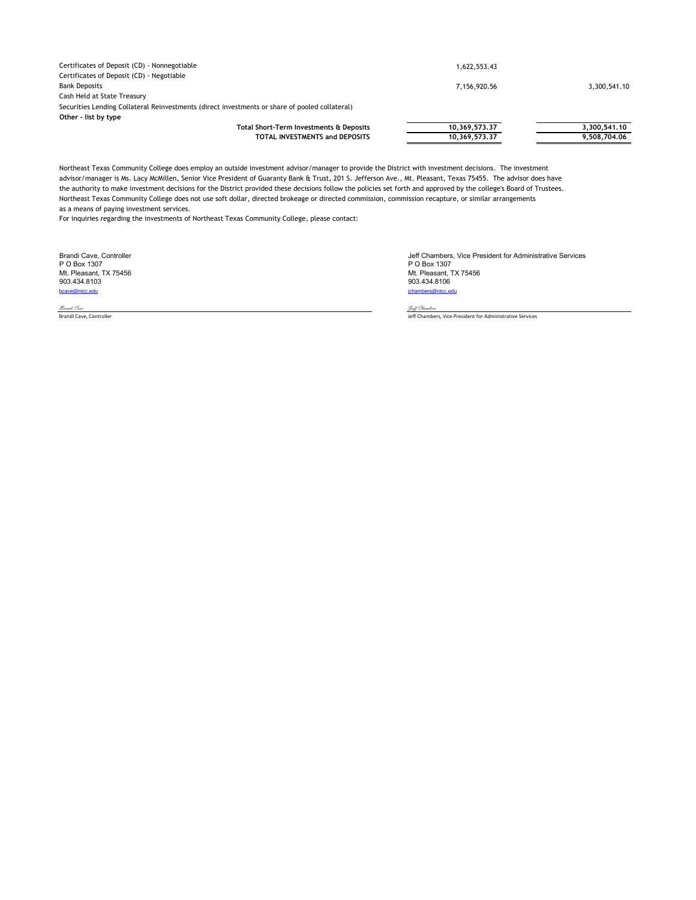| | | |
|---|---|---|
| Certificates of Deposit (CD) - Nonnegotiable | 1,622,553.43 | |
| Certificates of Deposit (CD) - Negotiable | | |
| Bank Deposits | 7,156,920.56 | 3,300,541.10 |
| Cash Held at State Treasury | | |
| Securities Lending Collateral Reinvestments (direct investments or share of pooled collateral) | | |
| **Other - list by type** | | |
| **Total Short-Term Investments & Deposits** | **10,369,573.37** | **3,300,541.10** |
| **TOTAL INVESTMENTS and DEPOSITS** | **10,369,573.37** | **9,508,704.06** |

Northeast Texas Community College does employ an outside investment advisor/manager to provide the District with investment decisions. The investment advisor/manager is Ms. Lacy McMillen, Senior Vice President of Guaranty Bank & Trust, 201 S. Jefferson Ave., Mt. Pleasant, Texas 75455. The advisor does have the authority to make investment decisions for the District provided these decisions follow the policies set forth and approved by the college's Board of Trustees. Northeast Texas Community College does not use soft dollar, directed brokeage or directed commission, commission recapture, or similar arrangements as a means of paying investment services.

For inquiries regarding the investments of Northeast Texas Community College, please contact:

Brandi Cave, Controller
P O Box 1307
Mt. Pleasant, TX 75456
903.434.8103
bcave@ntcc.edu

Jeff Chambers, Vice President for Administrative Services
P O Box 1307
Mt. Pleasant, TX 75456
903.434.8106
jchambers@ntcc.edu

*Brandi Cave*

Brandi Cave, Controller

*Jeff Chambers*

Jeff Chambers, Vice President for Administrative Services